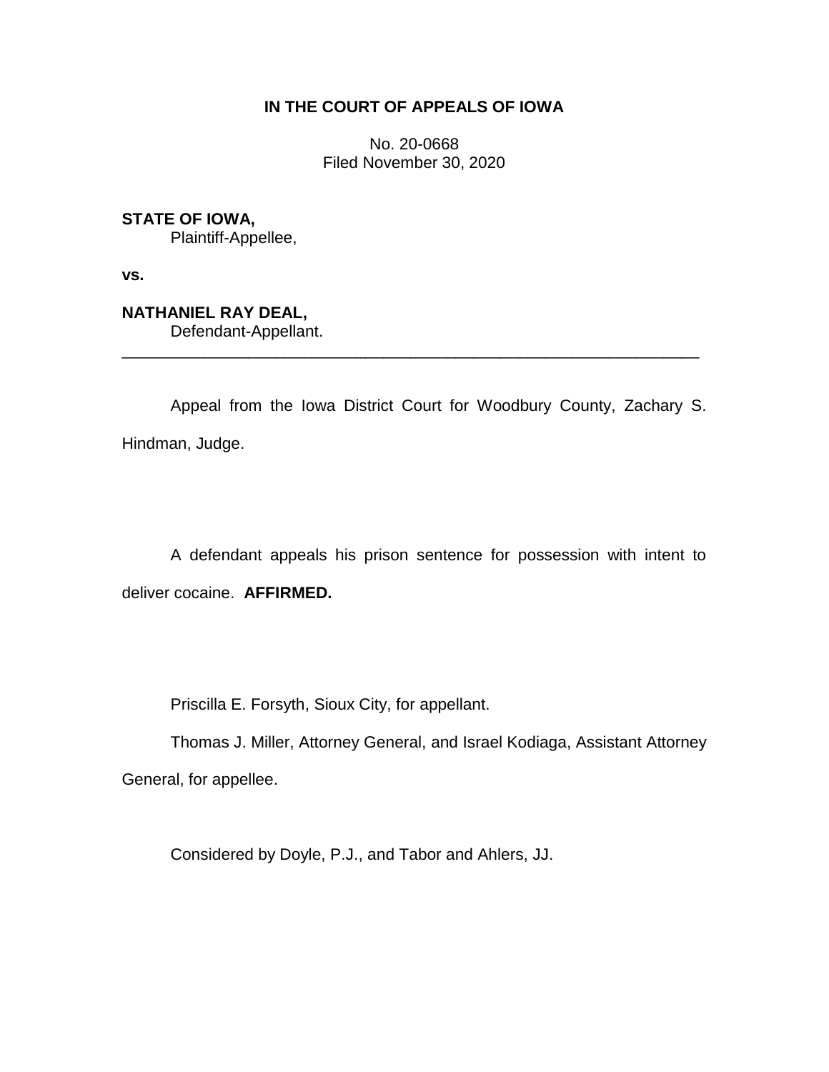**IN THE COURT OF APPEALS OF IOWA**

No. 20-0668
Filed November 30, 2020

**STATE OF IOWA,**
Plaintiff-Appellee,

**vs.**

**NATHANIEL RAY DEAL,**
Defendant-Appellant.

---

Appeal from the Iowa District Court for Woodbury County, Zachary S. Hindman, Judge.

A defendant appeals his prison sentence for possession with intent to deliver cocaine. **AFFIRMED.**

Priscilla E. Forsyth, Sioux City, for appellant.

Thomas J. Miller, Attorney General, and Israel Kodiaga, Assistant Attorney General, for appellee.

Considered by Doyle, P.J., and Tabor and Ahlers, JJ.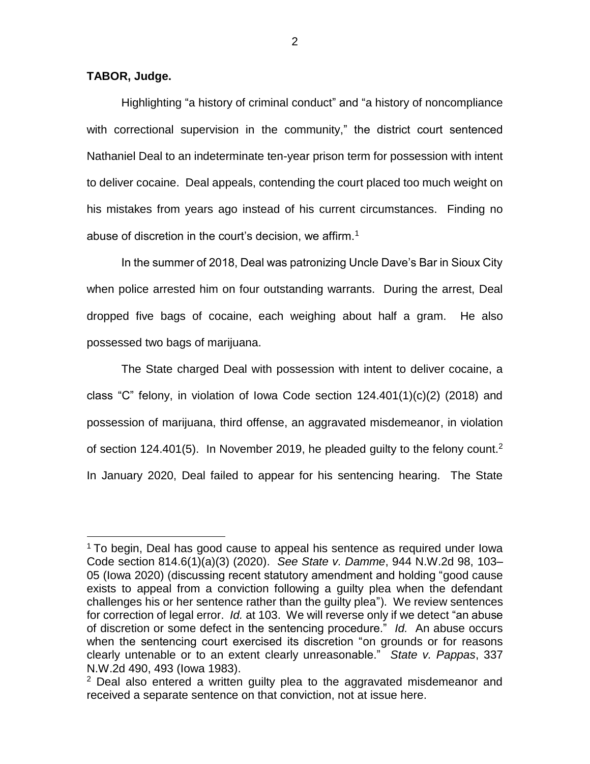**TABOR, Judge.**

Highlighting "a history of criminal conduct" and "a history of noncompliance with correctional supervision in the community," the district court sentenced Nathaniel Deal to an indeterminate ten-year prison term for possession with intent to deliver cocaine. Deal appeals, contending the court placed too much weight on his mistakes from years ago instead of his current circumstances. Finding no abuse of discretion in the court's decision, we affirm.[1]

In the summer of 2018, Deal was patronizing Uncle Dave's Bar in Sioux City when police arrested him on four outstanding warrants. During the arrest, Deal dropped five bags of cocaine, each weighing about half a gram. He also possessed two bags of marijuana.

The State charged Deal with possession with intent to deliver cocaine, a class "C" felony, in violation of Iowa Code section 124.401(1)(c)(2) (2018) and possession of marijuana, third offense, an aggravated misdemeanor, in violation of section 124.401(5). In November 2019, he pleaded guilty to the felony count.[2] In January 2020, Deal failed to appear for his sentencing hearing. The State

---

[1] To begin, Deal has good cause to appeal his sentence as required under Iowa Code section 814.6(1)(a)(3) (2020). *See State v. Damme*, 944 N.W.2d 98, 103–05 (Iowa 2020) (discussing recent statutory amendment and holding "good cause exists to appeal from a conviction following a guilty plea when the defendant challenges his or her sentence rather than the guilty plea"). We review sentences for correction of legal error. *Id.* at 103. We will reverse only if we detect "an abuse of discretion or some defect in the sentencing procedure." *Id.* An abuse occurs when the sentencing court exercised its discretion "on grounds or for reasons clearly untenable or to an extent clearly unreasonable." *State v. Pappas*, 337 N.W.2d 490, 493 (Iowa 1983).

[2] Deal also entered a written guilty plea to the aggravated misdemeanor and received a separate sentence on that conviction, not at issue here.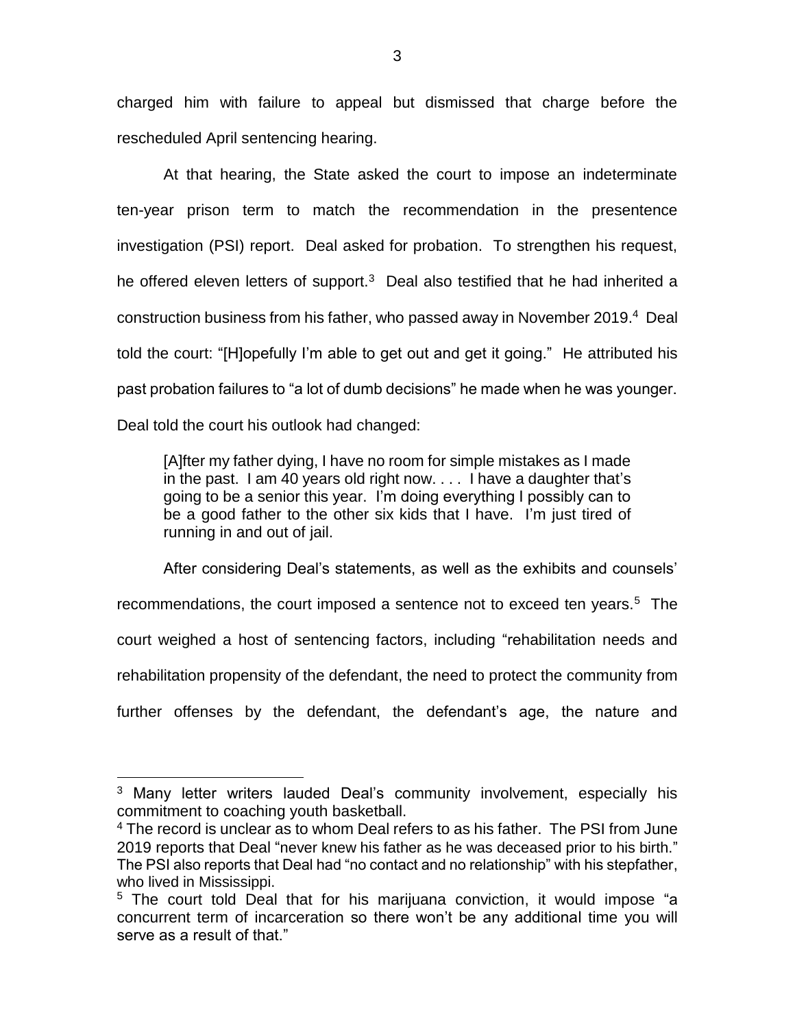charged him with failure to appeal but dismissed that charge before the rescheduled April sentencing hearing.

At that hearing, the State asked the court to impose an indeterminate ten-year prison term to match the recommendation in the presentence investigation (PSI) report. Deal asked for probation. To strengthen his request, he offered eleven letters of support.[3] Deal also testified that he had inherited a construction business from his father, who passed away in November 2019.[4] Deal told the court: "[H]opefully I'm able to get out and get it going." He attributed his past probation failures to "a lot of dumb decisions" he made when he was younger. Deal told the court his outlook had changed:

> [A]fter my father dying, I have no room for simple mistakes as I made in the past. I am 40 years old right now. . . . I have a daughter that's going to be a senior this year. I'm doing everything I possibly can to be a good father to the other six kids that I have. I'm just tired of running in and out of jail.

After considering Deal's statements, as well as the exhibits and counsels' recommendations, the court imposed a sentence not to exceed ten years.[5] The court weighed a host of sentencing factors, including "rehabilitation needs and rehabilitation propensity of the defendant, the need to protect the community from further offenses by the defendant, the defendant's age, the nature and

---

[3] Many letter writers lauded Deal's community involvement, especially his commitment to coaching youth basketball.

[4] The record is unclear as to whom Deal refers to as his father. The PSI from June 2019 reports that Deal "never knew his father as he was deceased prior to his birth." The PSI also reports that Deal had "no contact and no relationship" with his stepfather, who lived in Mississippi.

[5] The court told Deal that for his marijuana conviction, it would impose "a concurrent term of incarceration so there won't be any additional time you will serve as a result of that."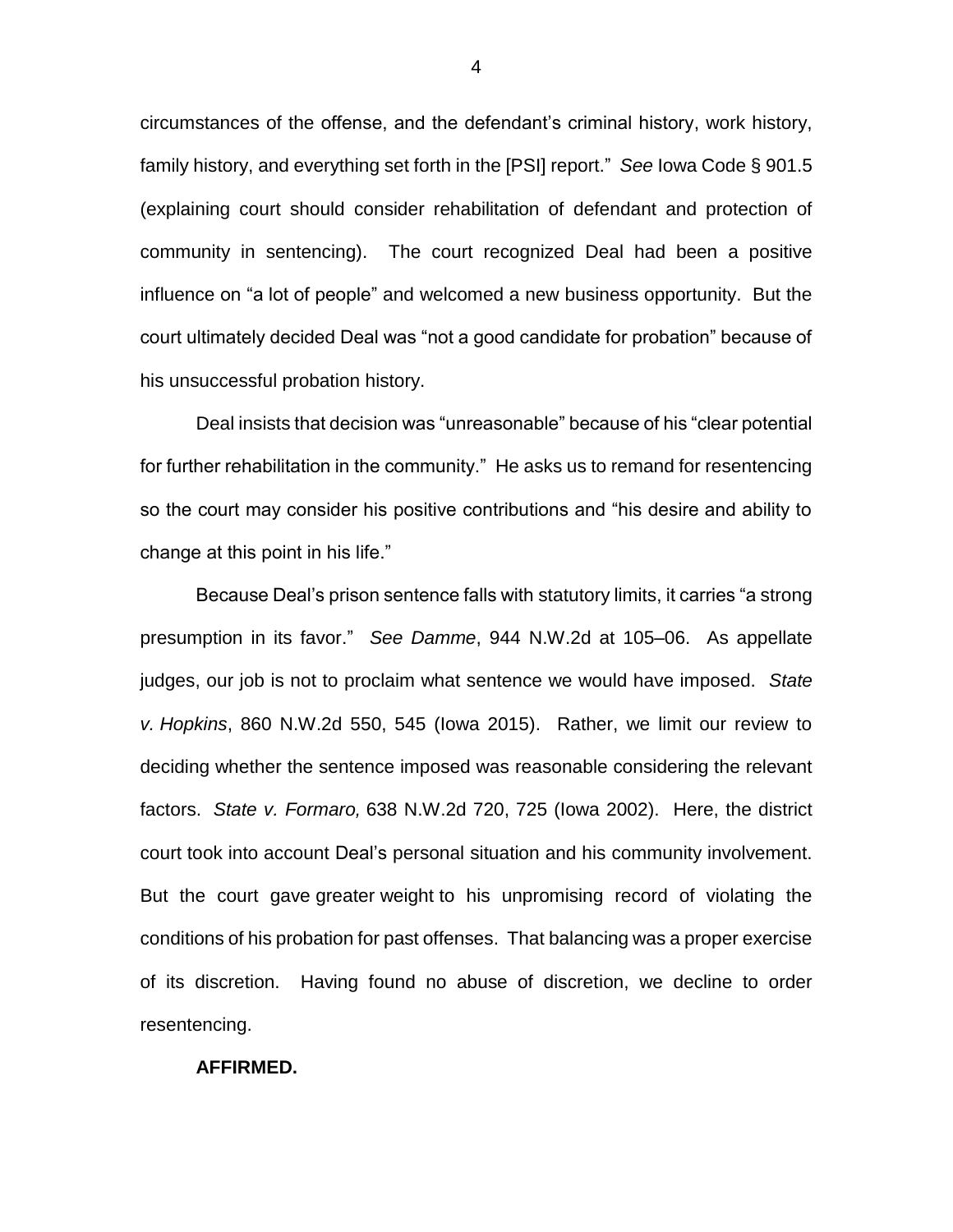circumstances of the offense, and the defendant's criminal history, work history, family history, and everything set forth in the [PSI] report." *See* Iowa Code § 901.5 (explaining court should consider rehabilitation of defendant and protection of community in sentencing). The court recognized Deal had been a positive influence on "a lot of people" and welcomed a new business opportunity. But the court ultimately decided Deal was "not a good candidate for probation" because of his unsuccessful probation history.

Deal insists that decision was "unreasonable" because of his "clear potential for further rehabilitation in the community." He asks us to remand for resentencing so the court may consider his positive contributions and "his desire and ability to change at this point in his life."

Because Deal's prison sentence falls with statutory limits, it carries "a strong presumption in its favor." *See Damme*, 944 N.W.2d at 105–06. As appellate judges, our job is not to proclaim what sentence we would have imposed. *State v. Hopkins*, 860 N.W.2d 550, 545 (Iowa 2015). Rather, we limit our review to deciding whether the sentence imposed was reasonable considering the relevant factors. *State v. Formaro,* 638 N.W.2d 720, 725 (Iowa 2002). Here, the district court took into account Deal's personal situation and his community involvement. But the court gave greater weight to his unpromising record of violating the conditions of his probation for past offenses. That balancing was a proper exercise of its discretion. Having found no abuse of discretion, we decline to order resentencing.

**AFFIRMED.**